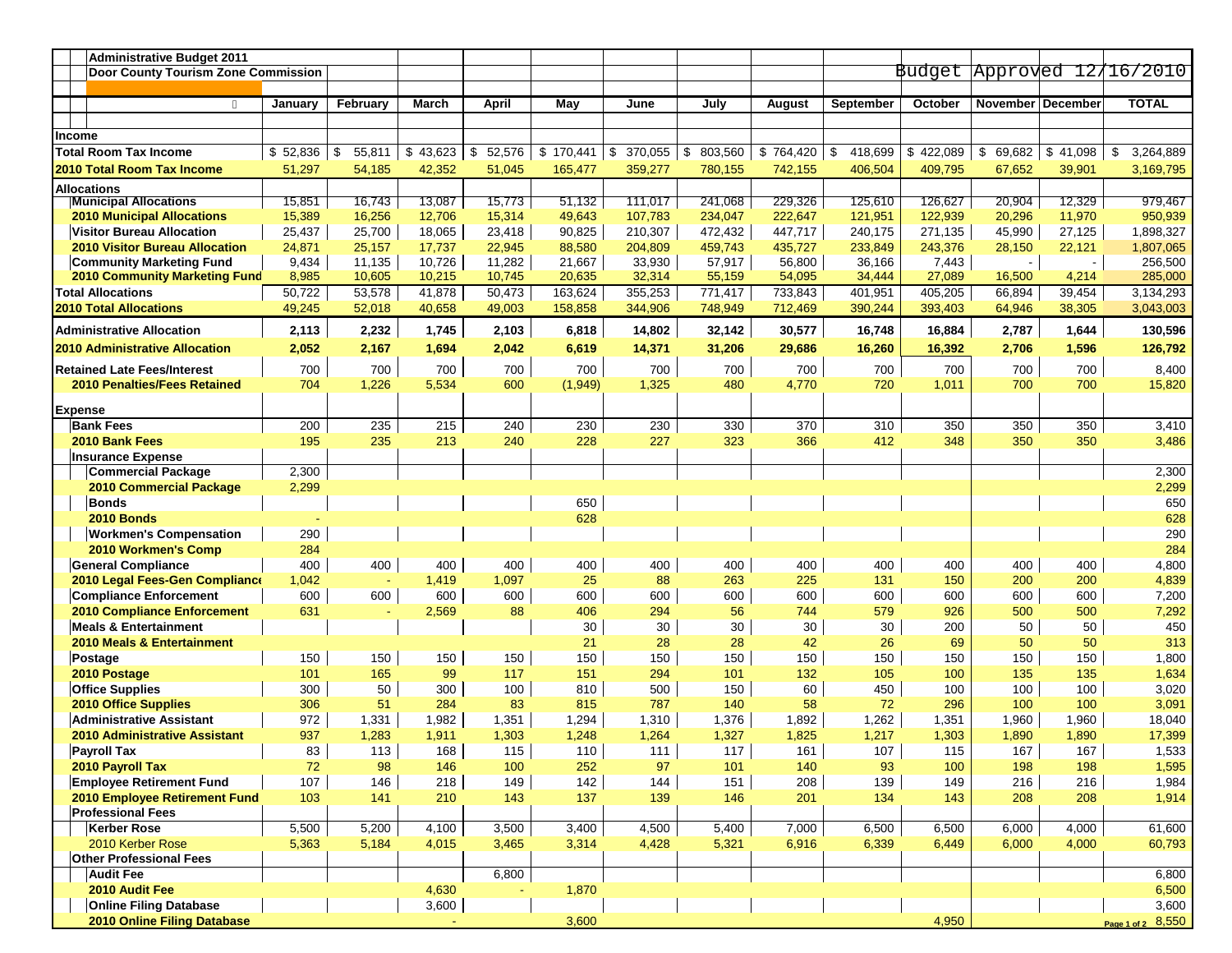**Administrative Budget 2011**
**Door County Tourism Zone Commission**

Budget Approved 12/16/2010

| | January | February | March | April | May | June | July | August | September | October | November | December | TOTAL |
|---|---|---|---|---|---|---|---|---|---|---|---|---|---|
| **Income** | | | | | | | | | | | | | |
| **Total Room Tax Income** | $ 52,836 | $ 55,811 | $ 43,623 | $ 52,576 | $ 170,441 | $ 370,055 | $ 803,560 | $ 764,420 | $ 418,699 | $ 422,089 | $ 69,682 | $ 41,098 | $ 3,264,889 |
| **2010 Total Room Tax Income** | 51,297 | 54,185 | 42,352 | 51,045 | 165,477 | 359,277 | 780,155 | 742,155 | 406,504 | 409,795 | 67,652 | 39,901 | 3,169,795 |
| **Allocations** | | | | | | | | | | | | | |
| **Municipal Allocations** | 15,851 | 16,743 | 13,087 | 15,773 | 51,132 | 111,017 | 241,068 | 229,326 | 125,610 | 126,627 | 20,904 | 12,329 | 979,467 |
| **2010 Municipal Allocations** | 15,389 | 16,256 | 12,706 | 15,314 | 49,643 | 107,783 | 234,047 | 222,647 | 121,951 | 122,939 | 20,296 | 11,970 | 950,939 |
| **Visitor Bureau Allocation** | 25,437 | 25,700 | 18,065 | 23,418 | 90,825 | 210,307 | 472,432 | 447,717 | 240,175 | 271,135 | 45,990 | 27,125 | 1,898,327 |
| **2010 Visitor Bureau Allocation** | 24,871 | 25,157 | 17,737 | 22,945 | 88,580 | 204,809 | 459,743 | 435,727 | 233,849 | 243,376 | 28,150 | 22,121 | 1,807,065 |
| **Community Marketing Fund** | 9,434 | 11,135 | 10,726 | 11,282 | 21,667 | 33,930 | 57,917 | 56,800 | 36,166 | 7,443 | - | - | 256,500 |
| **2010 Community Marketing Fund** | 8,985 | 10,605 | 10,215 | 10,745 | 20,635 | 32,314 | 55,159 | 54,095 | 34,444 | 27,089 | 16,500 | 4,214 | 285,000 |
| **Total Allocations** | 50,722 | 53,578 | 41,878 | 50,473 | 163,624 | 355,253 | 771,417 | 733,843 | 401,951 | 405,205 | 66,894 | 39,454 | 3,134,293 |
| **2010 Total Allocations** | 49,245 | 52,018 | 40,658 | 49,003 | 158,858 | 344,906 | 748,949 | 712,469 | 390,244 | 393,403 | 64,946 | 38,305 | 3,043,003 |
| **Administrative Allocation** | **2,113** | **2,232** | **1,745** | **2,103** | **6,818** | **14,802** | **32,142** | **30,577** | **16,748** | **16,884** | **2,787** | **1,644** | **130,596** |
| **2010 Administrative Allocation** | **2,052** | **2,167** | **1,694** | **2,042** | **6,619** | **14,371** | **31,206** | **29,686** | **16,260** | **16,392** | **2,706** | **1,596** | **126,792** |
| **Retained Late Fees/Interest** | 700 | 700 | 700 | 700 | 700 | 700 | 700 | 700 | 700 | 700 | 700 | 700 | 8,400 |
| **2010 Penalties/Fees Retained** | 704 | 1,226 | 5,534 | 600 | (1,949) | 1,325 | 480 | 4,770 | 720 | 1,011 | 700 | 700 | 15,820 |
| **Expense** | | | | | | | | | | | | | |
| **Bank Fees** | 200 | 235 | 215 | 240 | 230 | 230 | 330 | 370 | 310 | 350 | 350 | 350 | 3,410 |
| **2010 Bank Fees** | 195 | 235 | 213 | 240 | 228 | 227 | 323 | 366 | 412 | 348 | 350 | 350 | 3,486 |
| **Insurance Expense** | | | | | | | | | | | | | |
| **Commercial Package** | 2,300 | | | | | | | | | | | | 2,300 |
| **2010 Commercial Package** | 2,299 | | | | | | | | | | | | 2,299 |
| **Bonds** | | | | | 650 | | | | | | | | 650 |
| **2010 Bonds** | - | | | | 628 | | | | | | | | 628 |
| **Workmen's Compensation** | 290 | | | | | | | | | | | | 290 |
| **2010 Workmen's Comp** | 284 | | | | | | | | | | | | 284 |
| **General Compliance** | 400 | 400 | 400 | 400 | 400 | 400 | 400 | 400 | 400 | 400 | 400 | 400 | 4,800 |
| **2010 Legal Fees-Gen Compliance** | 1,042 | - | 1,419 | 1,097 | 25 | 88 | 263 | 225 | 131 | 150 | 200 | 200 | 4,839 |
| **Compliance Enforcement** | 600 | 600 | 600 | 600 | 600 | 600 | 600 | 600 | 600 | 600 | 600 | 600 | 7,200 |
| **2010 Compliance Enforcement** | 631 | - | 2,569 | 88 | 406 | 294 | 56 | 744 | 579 | 926 | 500 | 500 | 7,292 |
| **Meals & Entertainment** | | | | | 30 | 30 | 30 | 30 | 30 | 200 | 50 | 50 | 450 |
| **2010 Meals & Entertainment** | | | | | 21 | 28 | 28 | 42 | 26 | 69 | 50 | 50 | 313 |
| **Postage** | 150 | 150 | 150 | 150 | 150 | 150 | 150 | 150 | 150 | 150 | 150 | 150 | 1,800 |
| **2010 Postage** | 101 | 165 | 99 | 117 | 151 | 294 | 101 | 132 | 105 | 100 | 135 | 135 | 1,634 |
| **Office Supplies** | 300 | 50 | 300 | 100 | 810 | 500 | 150 | 60 | 450 | 100 | 100 | 100 | 3,020 |
| **2010 Office Supplies** | 306 | 51 | 284 | 83 | 815 | 787 | 140 | 58 | 72 | 296 | 100 | 100 | 3,091 |
| **Administrative Assistant** | 972 | 1,331 | 1,982 | 1,351 | 1,294 | 1,310 | 1,376 | 1,892 | 1,262 | 1,351 | 1,960 | 1,960 | 18,040 |
| **2010 Administrative Assistant** | 937 | 1,283 | 1,911 | 1,303 | 1,248 | 1,264 | 1,327 | 1,825 | 1,217 | 1,303 | 1,890 | 1,890 | 17,399 |
| **Payroll Tax** | 83 | 113 | 168 | 115 | 110 | 111 | 117 | 161 | 107 | 115 | 167 | 167 | 1,533 |
| **2010 Payroll Tax** | 72 | 98 | 146 | 100 | 252 | 97 | 101 | 140 | 93 | 100 | 198 | 198 | 1,595 |
| **Employee Retirement Fund** | 107 | 146 | 218 | 149 | 142 | 144 | 151 | 208 | 139 | 149 | 216 | 216 | 1,984 |
| **2010 Employee Retirement Fund** | 103 | 141 | 210 | 143 | 137 | 139 | 146 | 201 | 134 | 143 | 208 | 208 | 1,914 |
| **Professional Fees** | | | | | | | | | | | | | |
| **Kerber Rose** | 5,500 | 5,200 | 4,100 | 3,500 | 3,400 | 4,500 | 5,400 | 7,000 | 6,500 | 6,500 | 6,000 | 4,000 | 61,600 |
| 2010 Kerber Rose | 5,363 | 5,184 | 4,015 | 3,465 | 3,314 | 4,428 | 5,321 | 6,916 | 6,339 | 6,449 | 6,000 | 4,000 | 60,793 |
| **Other Professional Fees** | | | | | | | | | | | | | |
| **Audit Fee** | | | | 6,800 | | | | | | | | | 6,800 |
| **2010 Audit Fee** | | | 4,630 | - | 1,870 | | | | | | | | 6,500 |
| **Online Filing Database** | | | 3,600 | | | | | | | | | | 3,600 |
| **2010 Online Filing Database** | | | - | | 3,600 | | | | | 4,950 | | | 8,550 |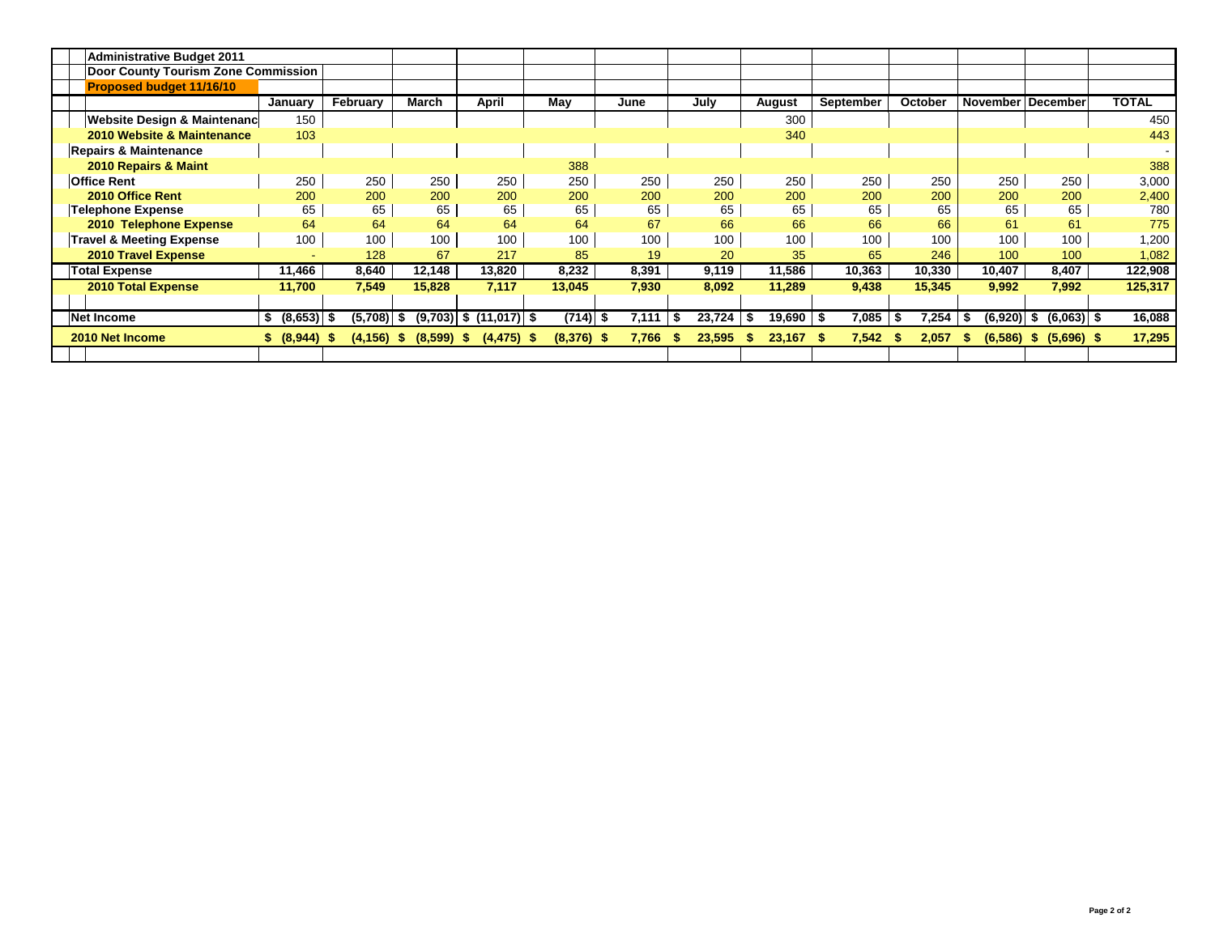| | | | | | | | | | | | | | |
|---|---|---|---|---|---|---|---|---|---|---|---|---|---|
| **Administrative Budget 2011** | | | | | | | | | | | | | |
| **Door County Tourism Zone Commission** | | | | | | | | | | | | | |
| **Proposed budget 11/16/10** | | | | | | | | | | | | | |
| | **January** | **February** | **March** | **April** | **May** | **June** | **July** | **August** | **September** | **October** | **November** | **December** | **TOTAL** |
| **Website Design & Maintenanc** | 150 | | | | | | | 300 | | | | | 450 |
| **2010 Website & Maintenance** | 103 | | | | | | | 340 | | | | | 443 |
| **Repairs & Maintenance** | | | | | | | | | | | | | - |
| **2010 Repairs & Maint** | | | | | 388 | | | | | | | | 388 |
| **Office Rent** | 250 | 250 | 250 | 250 | 250 | 250 | 250 | 250 | 250 | 250 | 250 | 250 | 3,000 |
| **2010 Office Rent** | 200 | 200 | 200 | 200 | 200 | 200 | 200 | 200 | 200 | 200 | 200 | 200 | 2,400 |
| **Telephone Expense** | 65 | 65 | 65 | 65 | 65 | 65 | 65 | 65 | 65 | 65 | 65 | 65 | 780 |
| **2010 Telephone Expense** | 64 | 64 | 64 | 64 | 64 | 67 | 66 | 66 | 66 | 66 | 61 | 61 | 775 |
| **Travel & Meeting Expense** | 100 | 100 | 100 | 100 | 100 | 100 | 100 | 100 | 100 | 100 | 100 | 100 | 1,200 |
| **2010 Travel Expense** | - | 128 | 67 | 217 | 85 | 19 | 20 | 35 | 65 | 246 | 100 | 100 | 1,082 |
| **Total Expense** | **11,466** | **8,640** | **12,148** | **13,820** | **8,232** | **8,391** | **9,119** | **11,586** | **10,363** | **10,330** | **10,407** | **8,407** | **122,908** |
| **2010 Total Expense** | **11,700** | **7,549** | **15,828** | **7,117** | **13,045** | **7,930** | **8,092** | **11,289** | **9,438** | **15,345** | **9,992** | **7,992** | **125,317** |
| | | | | | | | | | | | | | |
| **Net Income** | **$ (8,653)** | **$ (5,708)** | **$ (9,703)** | **$ (11,017)** | **$ (714)** | **$ 7,111** | **$ 23,724** | **$ 19,690** | **$ 7,085** | **$ 7,254** | **$ (6,920)** | **$ (6,063)** | **$ 16,088** |
| **2010 Net Income** | **$ (8,944)** | **$ (4,156)** | **$ (8,599)** | **$ (4,475)** | **$ (8,376)** | **$ 7,766** | **$ 23,595** | **$ 23,167** | **$ 7,542** | **$ 2,057** | **$ (6,586)** | **$ (5,696)** | **$ 17,295** |